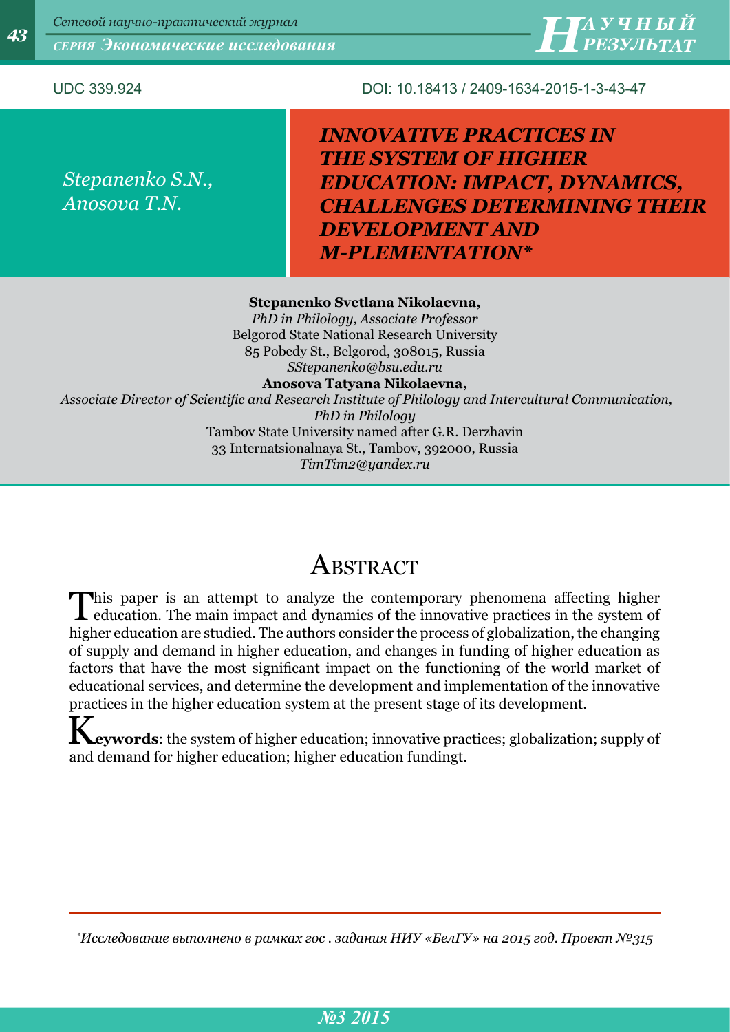UDC 339.924

DOI: 10.18413 / 2409-1634-2015-1-3-43-47

*Stepanenko S.N.,*
*Anosova T.N.*

# INNOVATIVE PRACTICES IN THE SYSTEM OF HIGHER EDUCATION: IMPACT, DYNAMICS, CHALLENGES DETERMINING THEIR DEVELOPMENT AND M-PLEMENTATION*

**Stepanenko Svetlana Nikolaevna,**
*PhD in Philology, Associate Professor*
Belgorod State National Research University
85 Pobedy St., Belgorod, 308015, Russia
*SStepanenko@bsu.edu.ru*

**Anosova Tatyana Nikolaevna,**
*Associate Director of Scientific and Research Institute of Philology and Intercultural Communication, PhD in Philology*
Tambov State University named after G.R. Derzhavin
33 Internatsionalnaya St., Tambov, 392000, Russia
*TimTim2@yandex.ru*

## Abstract

This paper is an attempt to analyze the contemporary phenomena affecting higher education. The main impact and dynamics of the innovative practices in the system of higher education are studied. The authors consider the process of globalization, the changing of supply and demand in higher education, and changes in funding of higher education as factors that have the most significant impact on the functioning of the world market of educational services, and determine the development and implementation of the innovative practices in the higher education system at the present stage of its development.

**Keywords**: the system of higher education; innovative practices; globalization; supply of and demand for higher education; higher education fundingt.

---

*Исследование выполнено в рамках гос . задания НИУ «БелГУ» на 2015 год. Проект №315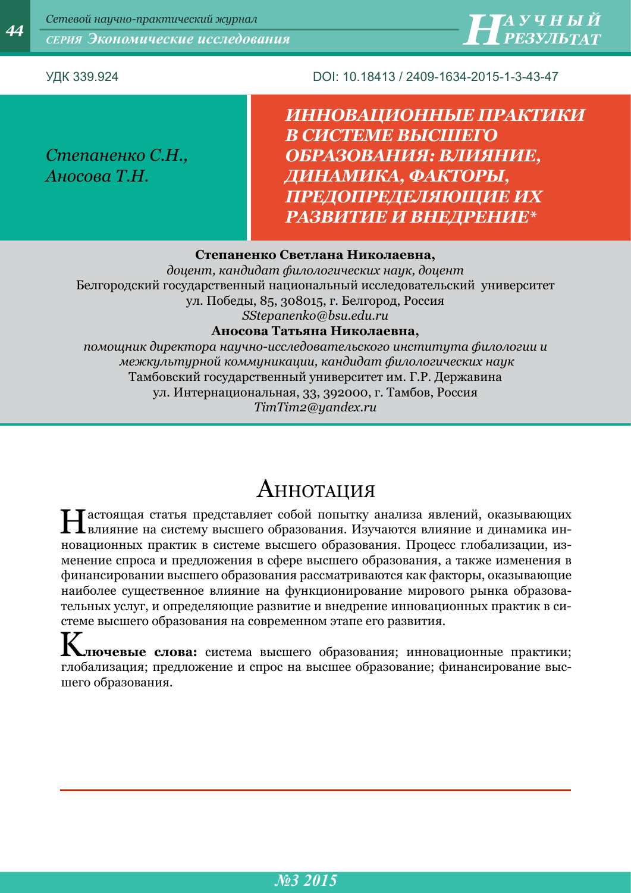УДК 339.924

DOI: 10.18413 / 2409-1634-2015-1-3-43-47

*Степаненко С.Н.,*
*Аносова Т.Н.*

# ИННОВАЦИОННЫЕ ПРАКТИКИ В СИСТЕМЕ ВЫСШЕГО ОБРАЗОВАНИЯ: ВЛИЯНИЕ, ДИНАМИКА, ФАКТОРЫ, ПРЕДОПРЕДЕЛЯЮЩИЕ ИХ РАЗВИТИЕ И ВНЕДРЕНИЕ*

**Степаненко Светлана Николаевна,**
*доцент, кандидат филологических наук, доцент*
Белгородский государственный национальный исследовательский университет
ул. Победы, 85, 308015, г. Белгород, Россия
*SStepanenko@bsu.edu.ru*

**Аносова Татьяна Николаевна,**
*помощник директора научно-исследовательского института филологии и межкультурной коммуникации, кандидат филологических наук*
Тамбовский государственный университет им. Г.Р. Державина
ул. Интернациональная, 33, 392000, г. Тамбов, Россия
*TimTim2@yandex.ru*

## Аннотация

Настоящая статья представляет собой попытку анализа явлений, оказывающих влияние на систему высшего образования. Изучаются влияние и динамика инновационных практик в системе высшего образования. Процесс глобализации, изменение спроса и предложения в сфере высшего образования, а также изменения в финансировании высшего образования рассматриваются как факторы, оказывающие наиболее существенное влияние на функционирование мирового рынка образовательных услуг, и определяющие развитие и внедрение инновационных практик в системе высшего образования на современном этапе его развития.

**Ключевые слова:** система высшего образования; инновационные практики; глобализация; предложение и спрос на высшее образование; финансирование высшего образования.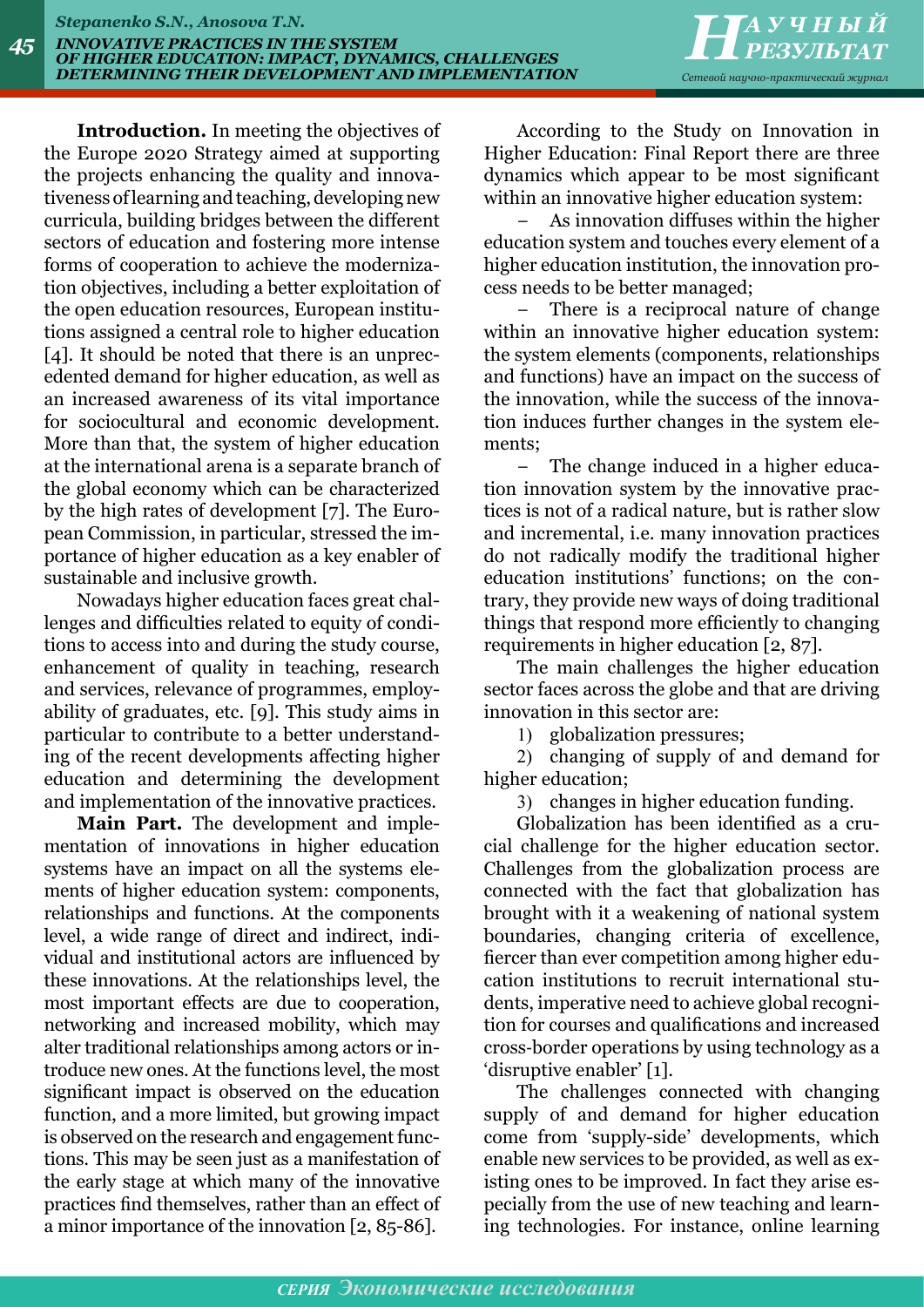**Introduction.** In meeting the objectives of the Europe 2020 Strategy aimed at supporting the projects enhancing the quality and innovativeness of learning and teaching, developing new curricula, building bridges between the different sectors of education and fostering more intense forms of cooperation to achieve the modernization objectives, including a better exploitation of the open education resources, European institutions assigned a central role to higher education [4]. It should be noted that there is an unprecedented demand for higher education, as well as an increased awareness of its vital importance for sociocultural and economic development. More than that, the system of higher education at the international arena is a separate branch of the global economy which can be characterized by the high rates of development [7]. The European Commission, in particular, stressed the importance of higher education as a key enabler of sustainable and inclusive growth.

Nowadays higher education faces great challenges and difficulties related to equity of conditions to access into and during the study course, enhancement of quality in teaching, research and services, relevance of programmes, employability of graduates, etc. [9]. This study aims in particular to contribute to a better understanding of the recent developments affecting higher education and determining the development and implementation of the innovative practices.

**Main Part.** The development and implementation of innovations in higher education systems have an impact on all the systems elements of higher education system: components, relationships and functions. At the components level, a wide range of direct and indirect, individual and institutional actors are influenced by these innovations. At the relationships level, the most important effects are due to cooperation, networking and increased mobility, which may alter traditional relationships among actors or introduce new ones. At the functions level, the most significant impact is observed on the education function, and a more limited, but growing impact is observed on the research and engagement functions. This may be seen just as a manifestation of the early stage at which many of the innovative practices find themselves, rather than an effect of a minor importance of the innovation [2, 85-86].

According to the Study on Innovation in Higher Education: Final Report there are three dynamics which appear to be most significant within an innovative higher education system:

– As innovation diffuses within the higher education system and touches every element of a higher education institution, the innovation process needs to be better managed;

– There is a reciprocal nature of change within an innovative higher education system: the system elements (components, relationships and functions) have an impact on the success of the innovation, while the success of the innovation induces further changes in the system elements;

– The change induced in a higher education innovation system by the innovative practices is not of a radical nature, but is rather slow and incremental, i.e. many innovation practices do not radically modify the traditional higher education institutions' functions; on the contrary, they provide new ways of doing traditional things that respond more efficiently to changing requirements in higher education [2, 87].

The main challenges the higher education sector faces across the globe and that are driving innovation in this sector are:

1) globalization pressures;
2) changing of supply of and demand for higher education;
3) changes in higher education funding.

Globalization has been identified as a crucial challenge for the higher education sector. Challenges from the globalization process are connected with the fact that globalization has brought with it a weakening of national system boundaries, changing criteria of excellence, fiercer than ever competition among higher education institutions to recruit international students, imperative need to achieve global recognition for courses and qualifications and increased cross-border operations by using technology as a 'disruptive enabler' [1].

The challenges connected with changing supply of and demand for higher education come from 'supply-side' developments, which enable new services to be provided, as well as existing ones to be improved. In fact they arise especially from the use of new teaching and learning technologies. For instance, online learning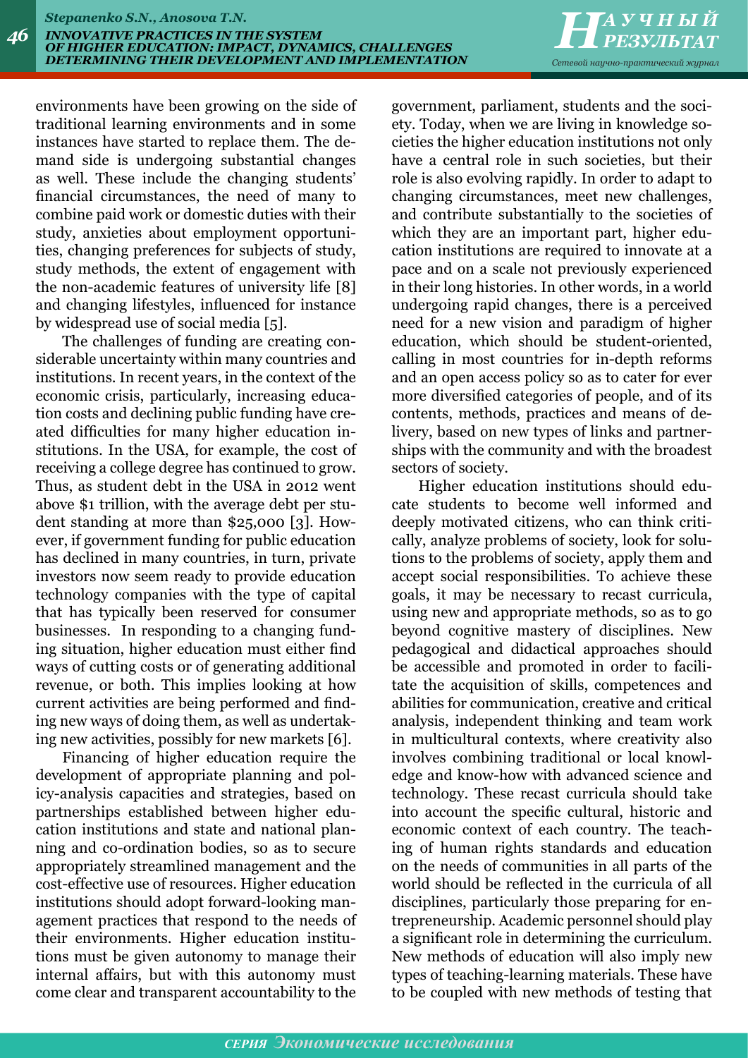environments have been growing on the side of traditional learning environments and in some instances have started to replace them. The demand side is undergoing substantial changes as well. These include the changing students' financial circumstances, the need of many to combine paid work or domestic duties with their study, anxieties about employment opportunities, changing preferences for subjects of study, study methods, the extent of engagement with the non-academic features of university life [8] and changing lifestyles, influenced for instance by widespread use of social media [5].

The challenges of funding are creating considerable uncertainty within many countries and institutions. In recent years, in the context of the economic crisis, particularly, increasing education costs and declining public funding have created difficulties for many higher education institutions. In the USA, for example, the cost of receiving a college degree has continued to grow. Thus, as student debt in the USA in 2012 went above $1 trillion, with the average debt per student standing at more than $25,000 [3]. However, if government funding for public education has declined in many countries, in turn, private investors now seem ready to provide education technology companies with the type of capital that has typically been reserved for consumer businesses. In responding to a changing funding situation, higher education must either find ways of cutting costs or of generating additional revenue, or both. This implies looking at how current activities are being performed and finding new ways of doing them, as well as undertaking new activities, possibly for new markets [6].

Financing of higher education require the development of appropriate planning and policy-analysis capacities and strategies, based on partnerships established between higher education institutions and state and national planning and co-ordination bodies, so as to secure appropriately streamlined management and the cost-effective use of resources. Higher education institutions should adopt forward-looking management practices that respond to the needs of their environments. Higher education institutions must be given autonomy to manage their internal affairs, but with this autonomy must come clear and transparent accountability to the government, parliament, students and the society. Today, when we are living in knowledge societies the higher education institutions not only have a central role in such societies, but their role is also evolving rapidly. In order to adapt to changing circumstances, meet new challenges, and contribute substantially to the societies of which they are an important part, higher education institutions are required to innovate at a pace and on a scale not previously experienced in their long histories. In other words, in a world undergoing rapid changes, there is a perceived need for a new vision and paradigm of higher education, which should be student-oriented, calling in most countries for in-depth reforms and an open access policy so as to cater for ever more diversified categories of people, and of its contents, methods, practices and means of delivery, based on new types of links and partnerships with the community and with the broadest sectors of society.

Higher education institutions should educate students to become well informed and deeply motivated citizens, who can think critically, analyze problems of society, look for solutions to the problems of society, apply them and accept social responsibilities. To achieve these goals, it may be necessary to recast curricula, using new and appropriate methods, so as to go beyond cognitive mastery of disciplines. New pedagogical and didactical approaches should be accessible and promoted in order to facilitate the acquisition of skills, competences and abilities for communication, creative and critical analysis, independent thinking and team work in multicultural contexts, where creativity also involves combining traditional or local knowledge and know-how with advanced science and technology. These recast curricula should take into account the specific cultural, historic and economic context of each country. The teaching of human rights standards and education on the needs of communities in all parts of the world should be reflected in the curricula of all disciplines, particularly those preparing for entrepreneurship. Academic personnel should play a significant role in determining the curriculum. New methods of education will also imply new types of teaching-learning materials. These have to be coupled with new methods of testing that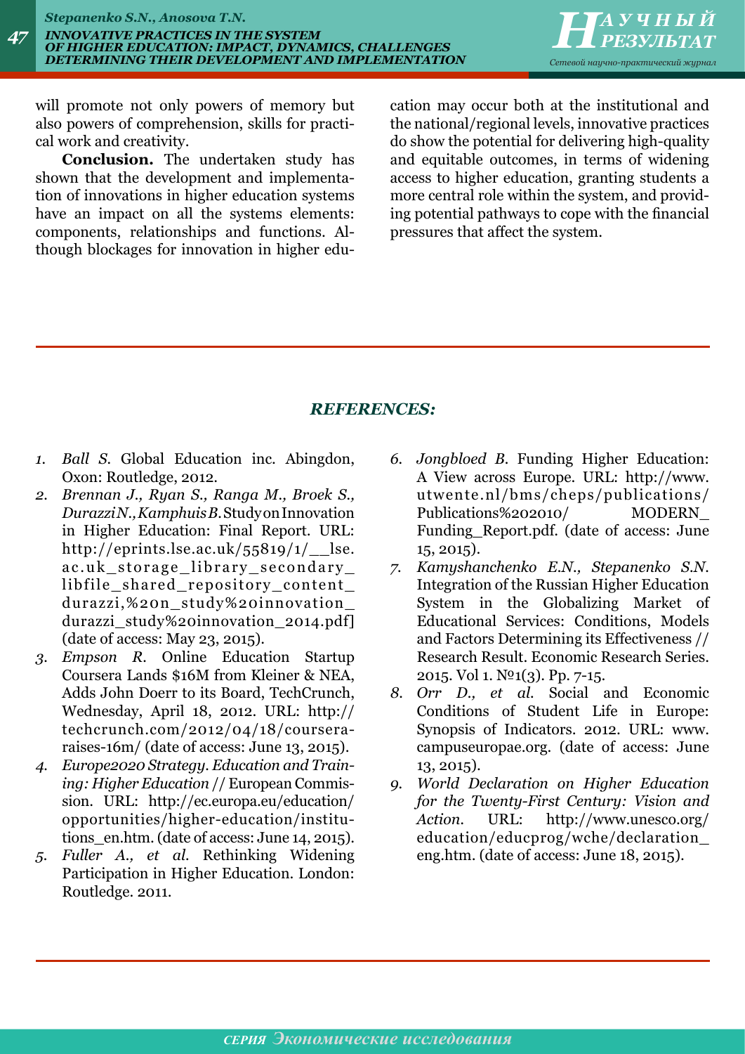will promote not only powers of memory but also powers of comprehension, skills for practical work and creativity.

**Conclusion.** The undertaken study has shown that the development and implementation of innovations in higher education systems have an impact on all the systems elements: components, relationships and functions. Although blockages for innovation in higher education may occur both at the institutional and the national/regional levels, innovative practices do show the potential for delivering high-quality and equitable outcomes, in terms of widening access to higher education, granting students a more central role within the system, and providing potential pathways to cope with the financial pressures that affect the system.

## *REFERENCES:*

1. *Ball S.* Global Education inc. Abingdon, Oxon: Routledge, 2012.
2. *Brennan J., Ryan S., Ranga M., Broek S., Durazzi N., Kamphuis B.* Study on Innovation in Higher Education: Final Report. URL: http://eprints.lse.ac.uk/55819/1/__lse.ac.uk_storage_library_secondary_libfile_shared_repository_content_durazzi,%20n_study%20innovation_durazzi_study%20innovation_2014.pdf] (date of access: May 23, 2015).
3. *Empson R.* Online Education Startup Coursera Lands $16M from Kleiner & NEA, Adds John Doerr to its Board, TechCrunch, Wednesday, April 18, 2012. URL: http://techcrunch.com/2012/04/18/coursera-raises-16m/ (date of access: June 13, 2015).
4. *Europe2020 Strategy. Education and Training: Higher Education* // European Commission. URL: http://ec.europa.eu/education/opportunities/higher-education/institutions_en.htm. (date of access: June 14, 2015).
5. *Fuller A., et al.* Rethinking Widening Participation in Higher Education. London: Routledge. 2011.
6. *Jongbloed B.* Funding Higher Education: A View across Europe. URL: http://www.utwente.nl/bms/cheps/publications/Publications%202010/ MODERN_Funding_Report.pdf. (date of access: June 15, 2015).
7. *Kamyshanchenko E.N., Stepanenko S.N.* Integration of the Russian Higher Education System in the Globalizing Market of Educational Services: Conditions, Models and Factors Determining its Effectiveness // Research Result. Economic Research Series. 2015. Vol 1. №1(3). Pp. 7-15.
8. *Orr D., et al.* Social and Economic Conditions of Student Life in Europe: Synopsis of Indicators. 2012. URL: www.campuseuropae.org. (date of access: June 13, 2015).
9. *World Declaration on Higher Education for the Twenty-First Century: Vision and Action.* URL: http://www.unesco.org/education/educprog/wche/declaration_eng.htm. (date of access: June 18, 2015).